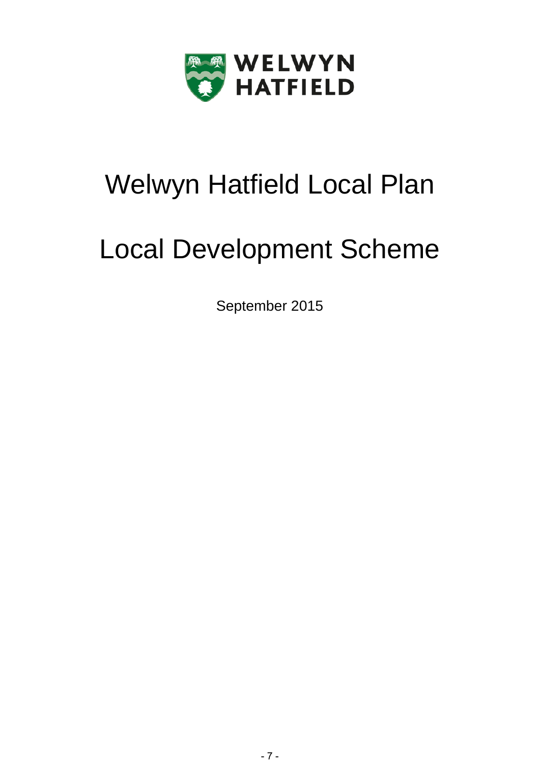WELWYN HATFIELD

# Welwyn Hatfield Local Plan

# Local Development Scheme

September 2015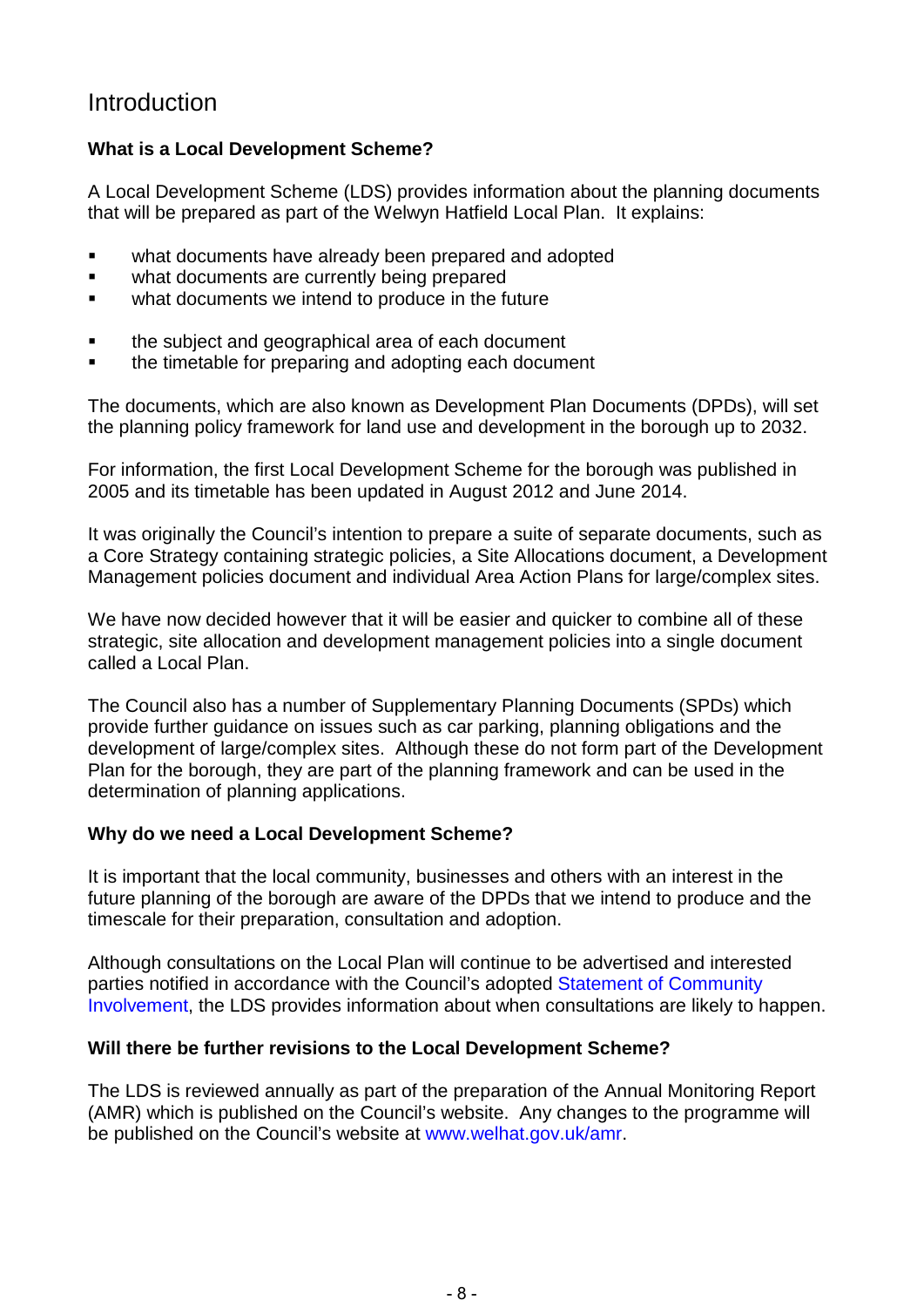# Introduction

**What is a Local Development Scheme?**

A Local Development Scheme (LDS) provides information about the planning documents that will be prepared as part of the Welwyn Hatfield Local Plan. It explains:

- what documents have already been prepared and adopted
- what documents are currently being prepared
- what documents we intend to produce in the future

- the subject and geographical area of each document
- the timetable for preparing and adopting each document

The documents, which are also known as Development Plan Documents (DPDs), will set the planning policy framework for land use and development in the borough up to 2032.

For information, the first Local Development Scheme for the borough was published in 2005 and its timetable has been updated in August 2012 and June 2014.

It was originally the Council's intention to prepare a suite of separate documents, such as a Core Strategy containing strategic policies, a Site Allocations document, a Development Management policies document and individual Area Action Plans for large/complex sites.

We have now decided however that it will be easier and quicker to combine all of these strategic, site allocation and development management policies into a single document called a Local Plan.

The Council also has a number of Supplementary Planning Documents (SPDs) which provide further guidance on issues such as car parking, planning obligations and the development of large/complex sites. Although these do not form part of the Development Plan for the borough, they are part of the planning framework and can be used in the determination of planning applications.

**Why do we need a Local Development Scheme?**

It is important that the local community, businesses and others with an interest in the future planning of the borough are aware of the DPDs that we intend to produce and the timescale for their preparation, consultation and adoption.

Although consultations on the Local Plan will continue to be advertised and interested parties notified in accordance with the Council's adopted Statement of Community Involvement, the LDS provides information about when consultations are likely to happen.

**Will there be further revisions to the Local Development Scheme?**

The LDS is reviewed annually as part of the preparation of the Annual Monitoring Report (AMR) which is published on the Council's website. Any changes to the programme will be published on the Council's website at www.welhat.gov.uk/amr.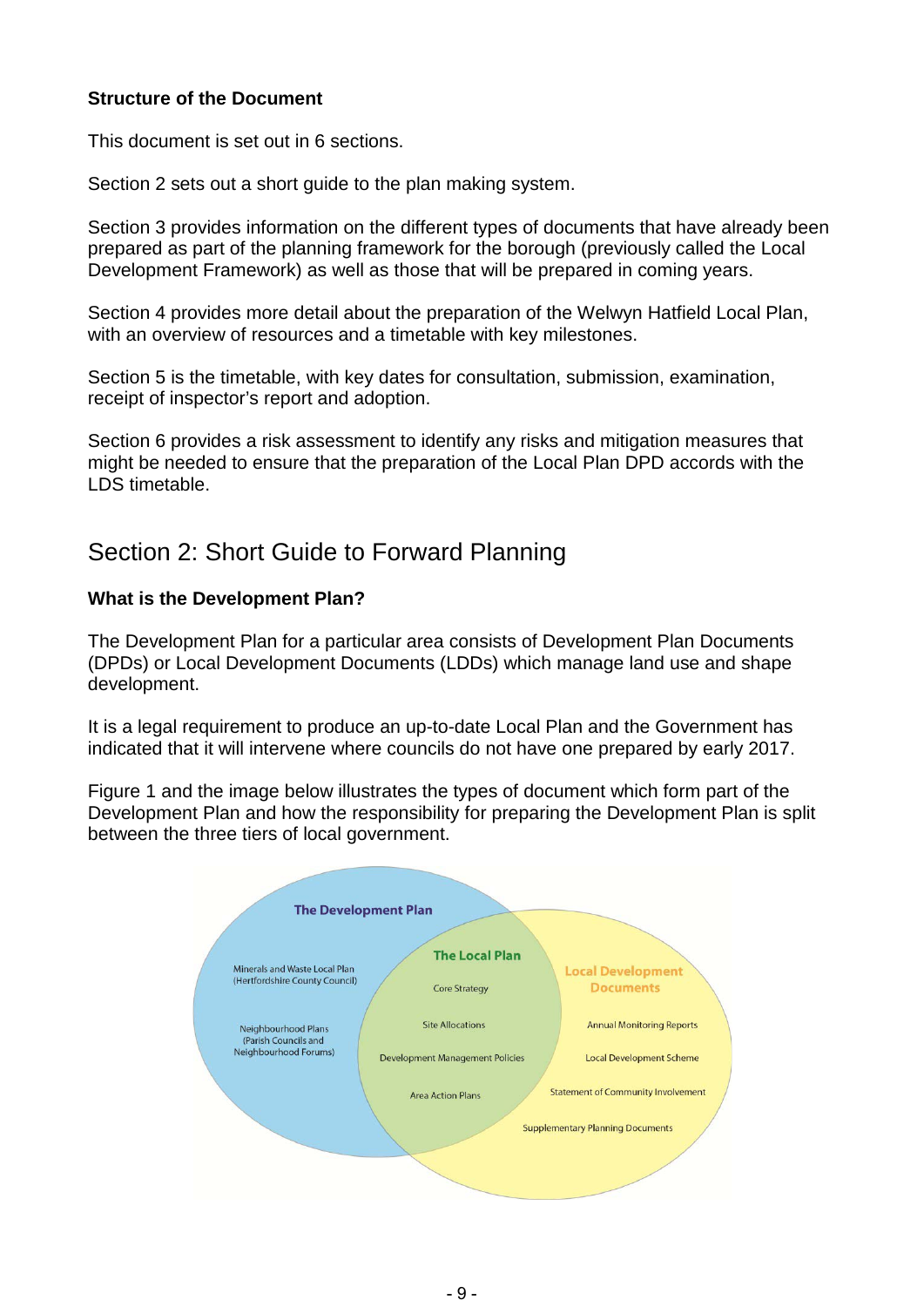**Structure of the Document**

This document is set out in 6 sections.

Section 2 sets out a short guide to the plan making system.

Section 3 provides information on the different types of documents that have already been prepared as part of the planning framework for the borough (previously called the Local Development Framework) as well as those that will be prepared in coming years.

Section 4 provides more detail about the preparation of the Welwyn Hatfield Local Plan, with an overview of resources and a timetable with key milestones.

Section 5 is the timetable, with key dates for consultation, submission, examination, receipt of inspector's report and adoption.

Section 6 provides a risk assessment to identify any risks and mitigation measures that might be needed to ensure that the preparation of the Local Plan DPD accords with the LDS timetable.

## Section 2: Short Guide to Forward Planning

**What is the Development Plan?**

The Development Plan for a particular area consists of Development Plan Documents (DPDs) or Local Development Documents (LDDs) which manage land use and shape development.

It is a legal requirement to produce an up-to-date Local Plan and the Government has indicated that it will intervene where councils do not have one prepared by early 2017.

Figure 1 and the image below illustrates the types of document which form part of the Development Plan and how the responsibility for preparing the Development Plan is split between the three tiers of local government.

**The Development Plan**

- Minerals and Waste Local Plan (Hertfordshire County Council)
- Neighbourhood Plans (Parish Councils and Neighbourhood Forums)

**The Local Plan**

- Core Strategy
- Site Allocations
- Development Management Policies
- Area Action Plans

**Local Development Documents**

- Annual Monitoring Reports
- Local Development Scheme
- Statement of Community Involvement
- Supplementary Planning Documents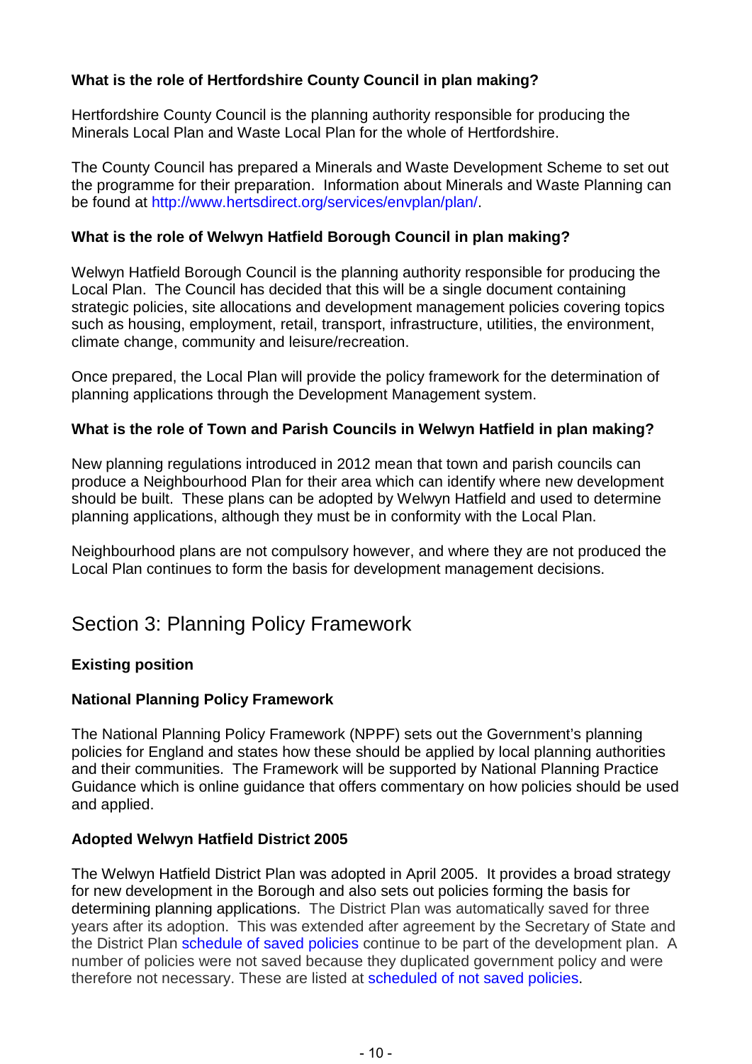**What is the role of Hertfordshire County Council in plan making?**

Hertfordshire County Council is the planning authority responsible for producing the Minerals Local Plan and Waste Local Plan for the whole of Hertfordshire.

The County Council has prepared a Minerals and Waste Development Scheme to set out the programme for their preparation. Information about Minerals and Waste Planning can be found at http://www.hertsdirect.org/services/envplan/plan/.

**What is the role of Welwyn Hatfield Borough Council in plan making?**

Welwyn Hatfield Borough Council is the planning authority responsible for producing the Local Plan. The Council has decided that this will be a single document containing strategic policies, site allocations and development management policies covering topics such as housing, employment, retail, transport, infrastructure, utilities, the environment, climate change, community and leisure/recreation.

Once prepared, the Local Plan will provide the policy framework for the determination of planning applications through the Development Management system.

**What is the role of Town and Parish Councils in Welwyn Hatfield in plan making?**

New planning regulations introduced in 2012 mean that town and parish councils can produce a Neighbourhood Plan for their area which can identify where new development should be built. These plans can be adopted by Welwyn Hatfield and used to determine planning applications, although they must be in conformity with the Local Plan.

Neighbourhood plans are not compulsory however, and where they are not produced the Local Plan continues to form the basis for development management decisions.

## Section 3: Planning Policy Framework

**Existing position**

**National Planning Policy Framework**

The National Planning Policy Framework (NPPF) sets out the Government's planning policies for England and states how these should be applied by local planning authorities and their communities. The Framework will be supported by National Planning Practice Guidance which is online guidance that offers commentary on how policies should be used and applied.

**Adopted Welwyn Hatfield District 2005**

The Welwyn Hatfield District Plan was adopted in April 2005. It provides a broad strategy for new development in the Borough and also sets out policies forming the basis for determining planning applications. The District Plan was automatically saved for three years after its adoption. This was extended after agreement by the Secretary of State and the District Plan schedule of saved policies continue to be part of the development plan. A number of policies were not saved because they duplicated government policy and were therefore not necessary. These are listed at scheduled of not saved policies.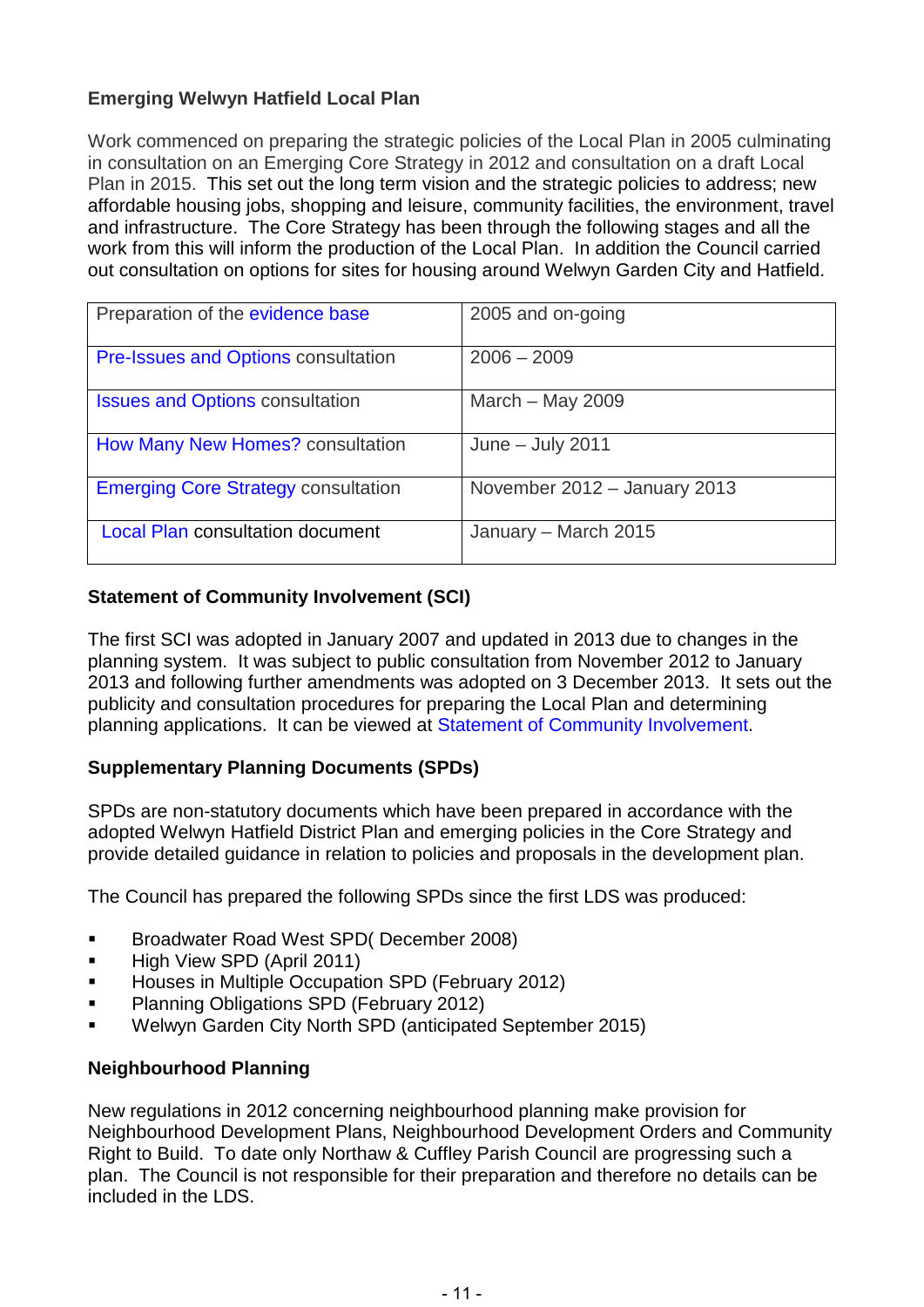### Emerging Welwyn Hatfield Local Plan

Work commenced on preparing the strategic policies of the Local Plan in 2005 culminating in consultation on an Emerging Core Strategy in 2012 and consultation on a draft Local Plan in 2015. This set out the long term vision and the strategic policies to address; new affordable housing jobs, shopping and leisure, community facilities, the environment, travel and infrastructure. The Core Strategy has been through the following stages and all the work from this will inform the production of the Local Plan. In addition the Council carried out consultation on options for sites for housing around Welwyn Garden City and Hatfield.

| Stage | Dates |
|---|---|
| Preparation of the evidence base | 2005 and on-going |
| Pre-Issues and Options consultation | 2006 – 2009 |
| Issues and Options consultation | March – May 2009 |
| How Many New Homes? consultation | June – July 2011 |
| Emerging Core Strategy consultation | November 2012 – January 2013 |
| Local Plan consultation document | January – March 2015 |

### Statement of Community Involvement (SCI)

The first SCI was adopted in January 2007 and updated in 2013 due to changes in the planning system. It was subject to public consultation from November 2012 to January 2013 and following further amendments was adopted on 3 December 2013. It sets out the publicity and consultation procedures for preparing the Local Plan and determining planning applications. It can be viewed at Statement of Community Involvement.

### Supplementary Planning Documents (SPDs)

SPDs are non-statutory documents which have been prepared in accordance with the adopted Welwyn Hatfield District Plan and emerging policies in the Core Strategy and provide detailed guidance in relation to policies and proposals in the development plan.

The Council has prepared the following SPDs since the first LDS was produced:

- Broadwater Road West SPD( December 2008)
- High View SPD (April 2011)
- Houses in Multiple Occupation SPD (February 2012)
- Planning Obligations SPD (February 2012)
- Welwyn Garden City North SPD (anticipated September 2015)

### Neighbourhood Planning

New regulations in 2012 concerning neighbourhood planning make provision for Neighbourhood Development Plans, Neighbourhood Development Orders and Community Right to Build. To date only Northaw & Cuffley Parish Council are progressing such a plan. The Council is not responsible for their preparation and therefore no details can be included in the LDS.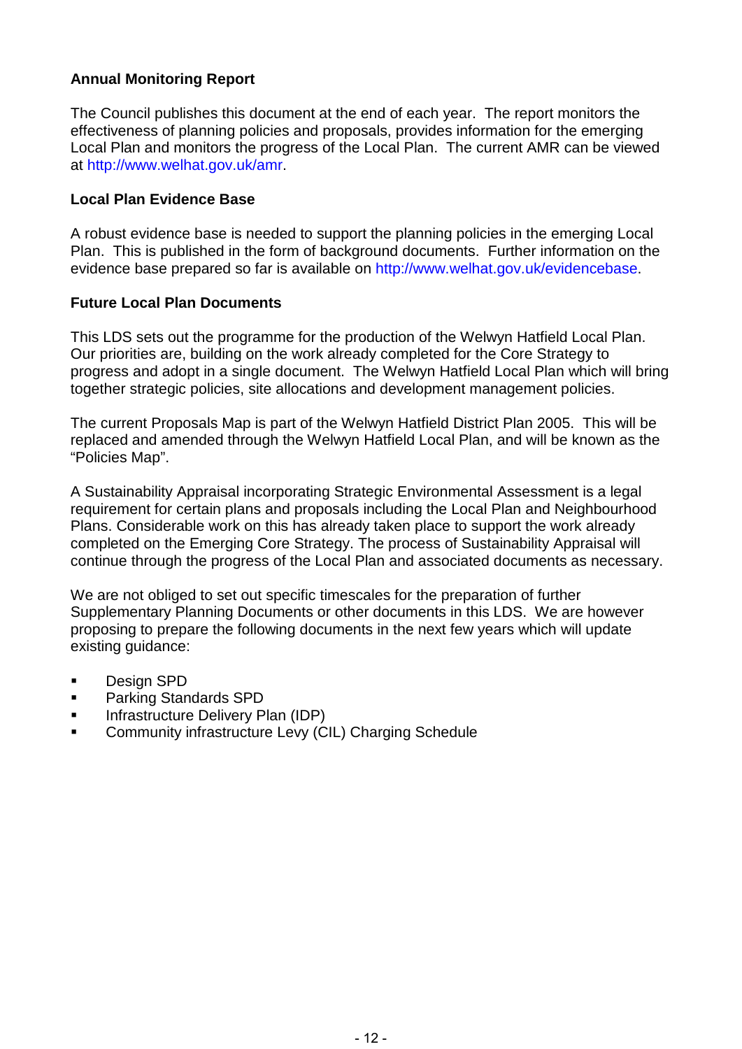**Annual Monitoring Report**

The Council publishes this document at the end of each year. The report monitors the effectiveness of planning policies and proposals, provides information for the emerging Local Plan and monitors the progress of the Local Plan. The current AMR can be viewed at http://www.welhat.gov.uk/amr.

**Local Plan Evidence Base**

A robust evidence base is needed to support the planning policies in the emerging Local Plan. This is published in the form of background documents. Further information on the evidence base prepared so far is available on http://www.welhat.gov.uk/evidencebase.

**Future Local Plan Documents**

This LDS sets out the programme for the production of the Welwyn Hatfield Local Plan. Our priorities are, building on the work already completed for the Core Strategy to progress and adopt in a single document. The Welwyn Hatfield Local Plan which will bring together strategic policies, site allocations and development management policies.

The current Proposals Map is part of the Welwyn Hatfield District Plan 2005. This will be replaced and amended through the Welwyn Hatfield Local Plan, and will be known as the "Policies Map".

A Sustainability Appraisal incorporating Strategic Environmental Assessment is a legal requirement for certain plans and proposals including the Local Plan and Neighbourhood Plans. Considerable work on this has already taken place to support the work already completed on the Emerging Core Strategy. The process of Sustainability Appraisal will continue through the progress of the Local Plan and associated documents as necessary.

We are not obliged to set out specific timescales for the preparation of further Supplementary Planning Documents or other documents in this LDS. We are however proposing to prepare the following documents in the next few years which will update existing guidance:

- Design SPD
- Parking Standards SPD
- Infrastructure Delivery Plan (IDP)
- Community infrastructure Levy (CIL) Charging Schedule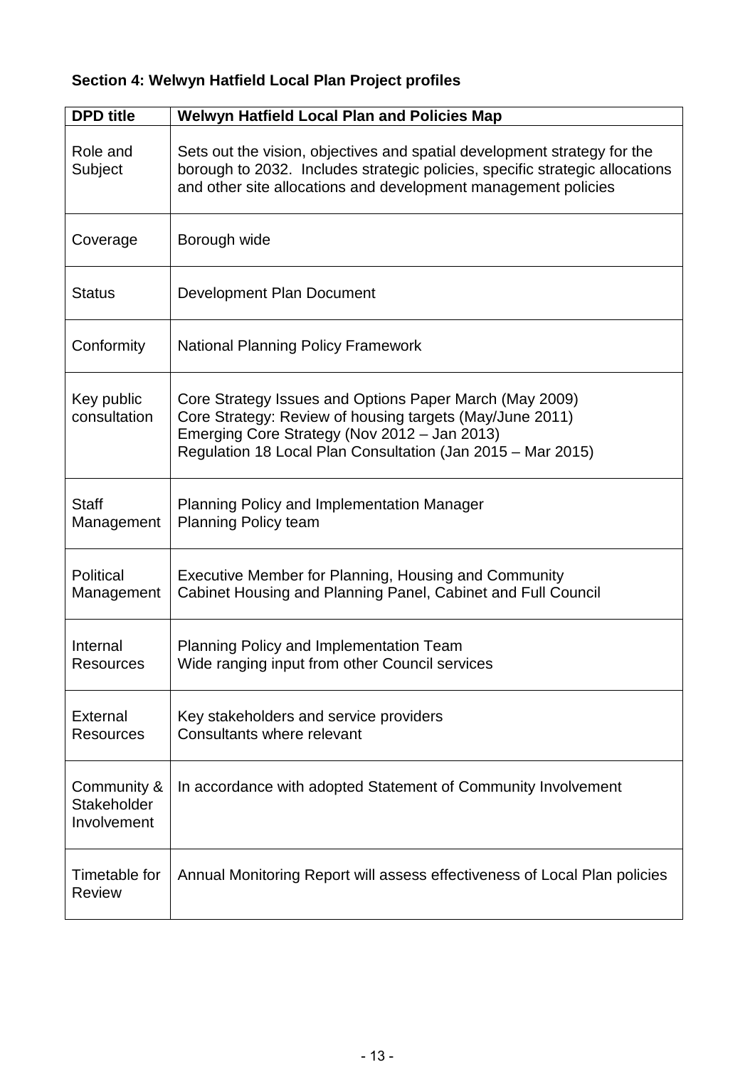**Section 4: Welwyn Hatfield Local Plan Project profiles**

| DPD title | Welwyn Hatfield Local Plan and Policies Map |
|---|---|
| Role and Subject | Sets out the vision, objectives and spatial development strategy for the borough to 2032. Includes strategic policies, specific strategic allocations and other site allocations and development management policies |
| Coverage | Borough wide |
| Status | Development Plan Document |
| Conformity | National Planning Policy Framework |
| Key public consultation | Core Strategy Issues and Options Paper March (May 2009)<br>Core Strategy: Review of housing targets (May/June 2011)<br>Emerging Core Strategy (Nov 2012 – Jan 2013)<br>Regulation 18 Local Plan Consultation (Jan 2015 – Mar 2015) |
| Staff Management | Planning Policy and Implementation Manager<br>Planning Policy team |
| Political Management | Executive Member for Planning, Housing and Community<br>Cabinet Housing and Planning Panel, Cabinet and Full Council |
| Internal Resources | Planning Policy and Implementation Team<br>Wide ranging input from other Council services |
| External Resources | Key stakeholders and service providers<br>Consultants where relevant |
| Community & Stakeholder Involvement | In accordance with adopted Statement of Community Involvement |
| Timetable for Review | Annual Monitoring Report will assess effectiveness of Local Plan policies |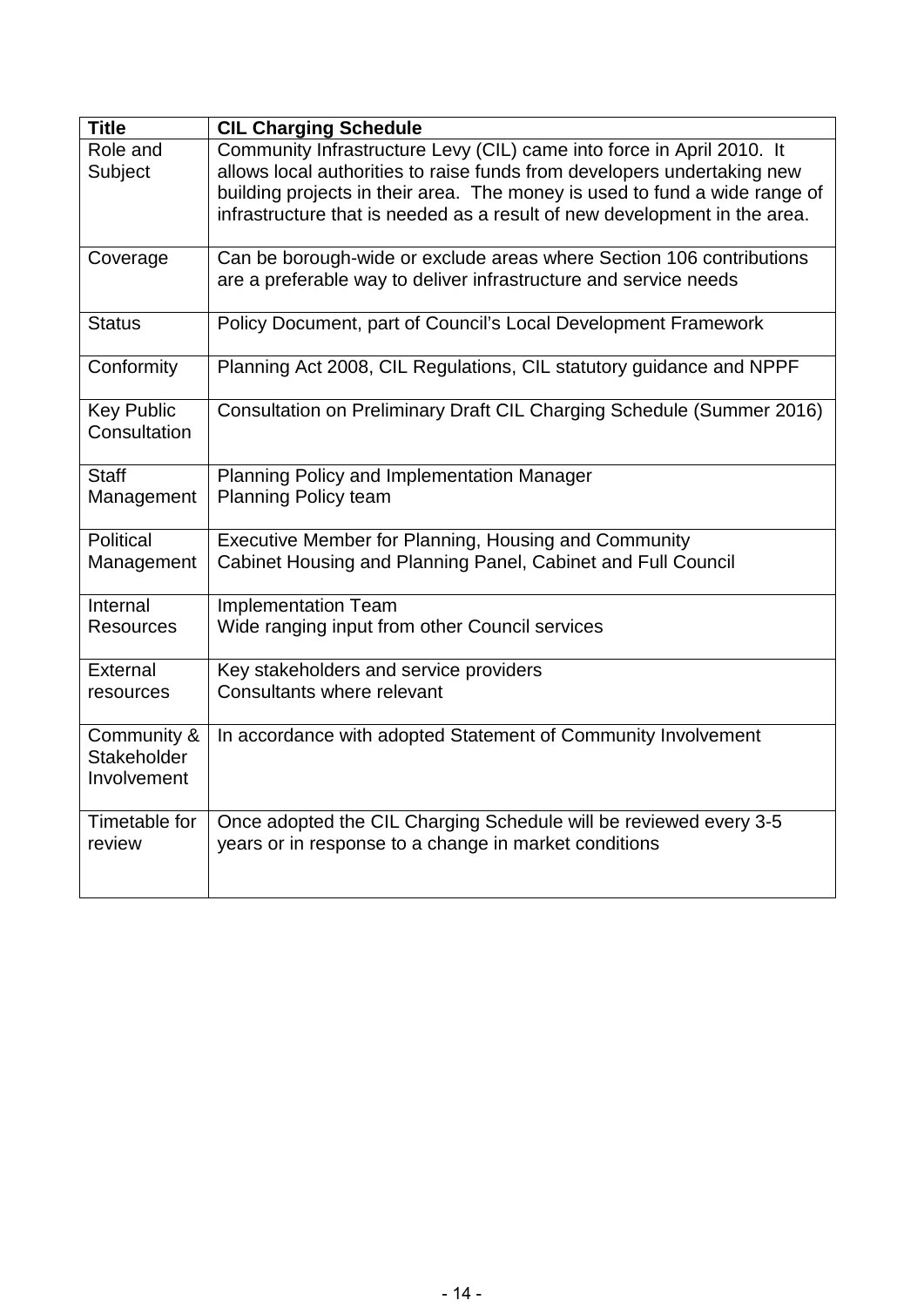| Title | CIL Charging Schedule |
|---|---|
| Role and Subject | Community Infrastructure Levy (CIL) came into force in April 2010. It allows local authorities to raise funds from developers undertaking new building projects in their area. The money is used to fund a wide range of infrastructure that is needed as a result of new development in the area. |
| Coverage | Can be borough-wide or exclude areas where Section 106 contributions are a preferable way to deliver infrastructure and service needs |
| Status | Policy Document, part of Council's Local Development Framework |
| Conformity | Planning Act 2008, CIL Regulations, CIL statutory guidance and NPPF |
| Key Public Consultation | Consultation on Preliminary Draft CIL Charging Schedule (Summer 2016) |
| Staff Management | Planning Policy and Implementation Manager<br>Planning Policy team |
| Political Management | Executive Member for Planning, Housing and Community<br>Cabinet Housing and Planning Panel, Cabinet and Full Council |
| Internal Resources | Implementation Team<br>Wide ranging input from other Council services |
| External resources | Key stakeholders and service providers<br>Consultants where relevant |
| Community & Stakeholder Involvement | In accordance with adopted Statement of Community Involvement |
| Timetable for review | Once adopted the CIL Charging Schedule will be reviewed every 3-5 years or in response to a change in market conditions |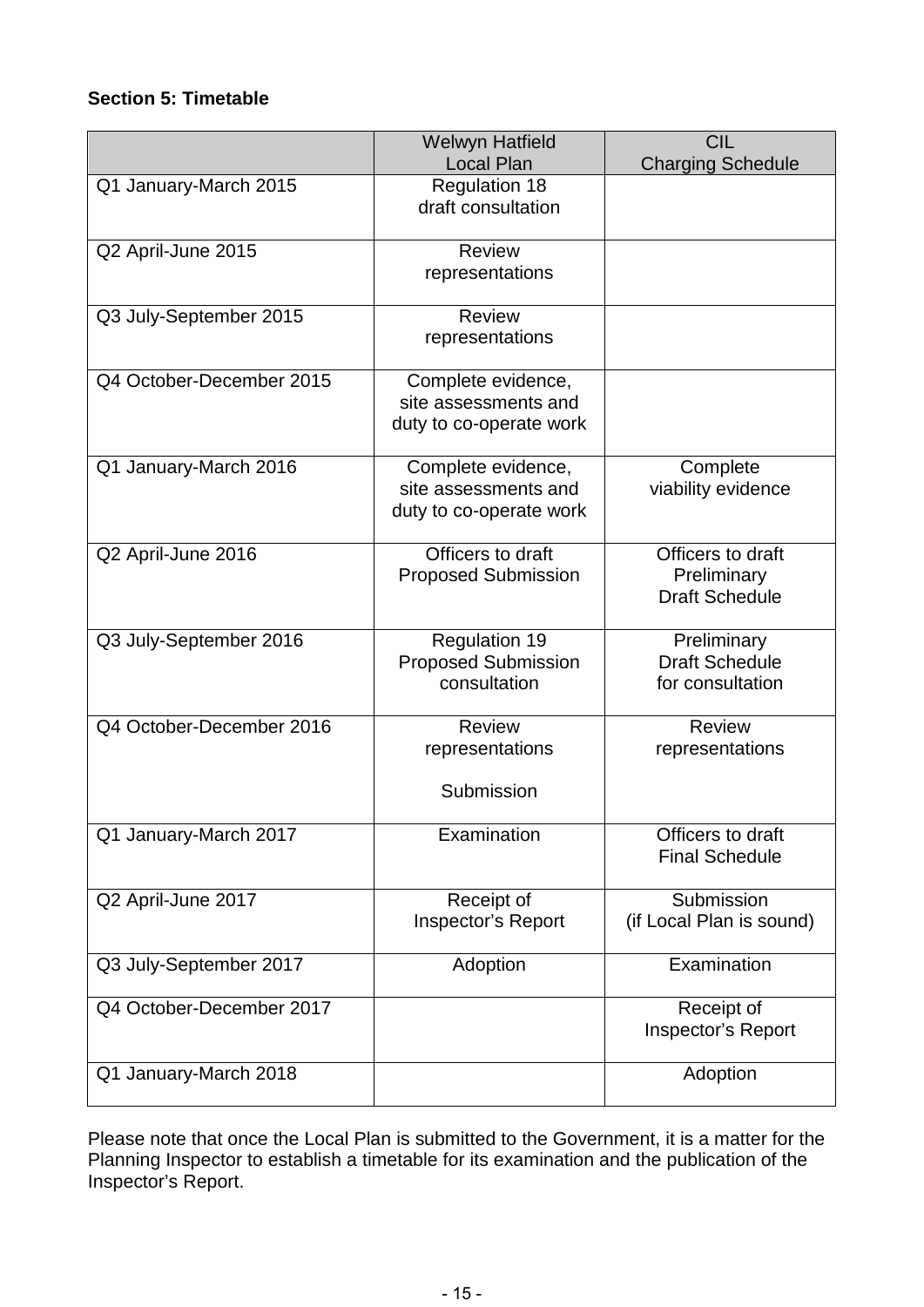**Section 5: Timetable**

| | Welwyn Hatfield Local Plan | CIL Charging Schedule |
|---|---|---|
| Q1 January-March 2015 | Regulation 18 draft consultation | |
| Q2 April-June 2015 | Review representations | |
| Q3 July-September 2015 | Review representations | |
| Q4 October-December 2015 | Complete evidence, site assessments and duty to co-operate work | |
| Q1 January-March 2016 | Complete evidence, site assessments and duty to co-operate work | Complete viability evidence |
| Q2 April-June 2016 | Officers to draft Proposed Submission | Officers to draft Preliminary Draft Schedule |
| Q3 July-September 2016 | Regulation 19 Proposed Submission consultation | Preliminary Draft Schedule for consultation |
| Q4 October-December 2016 | Review representations<br><br>Submission | Review representations |
| Q1 January-March 2017 | Examination | Officers to draft Final Schedule |
| Q2 April-June 2017 | Receipt of Inspector's Report | Submission (if Local Plan is sound) |
| Q3 July-September 2017 | Adoption | Examination |
| Q4 October-December 2017 | | Receipt of Inspector's Report |
| Q1 January-March 2018 | | Adoption |

Please note that once the Local Plan is submitted to the Government, it is a matter for the Planning Inspector to establish a timetable for its examination and the publication of the Inspector's Report.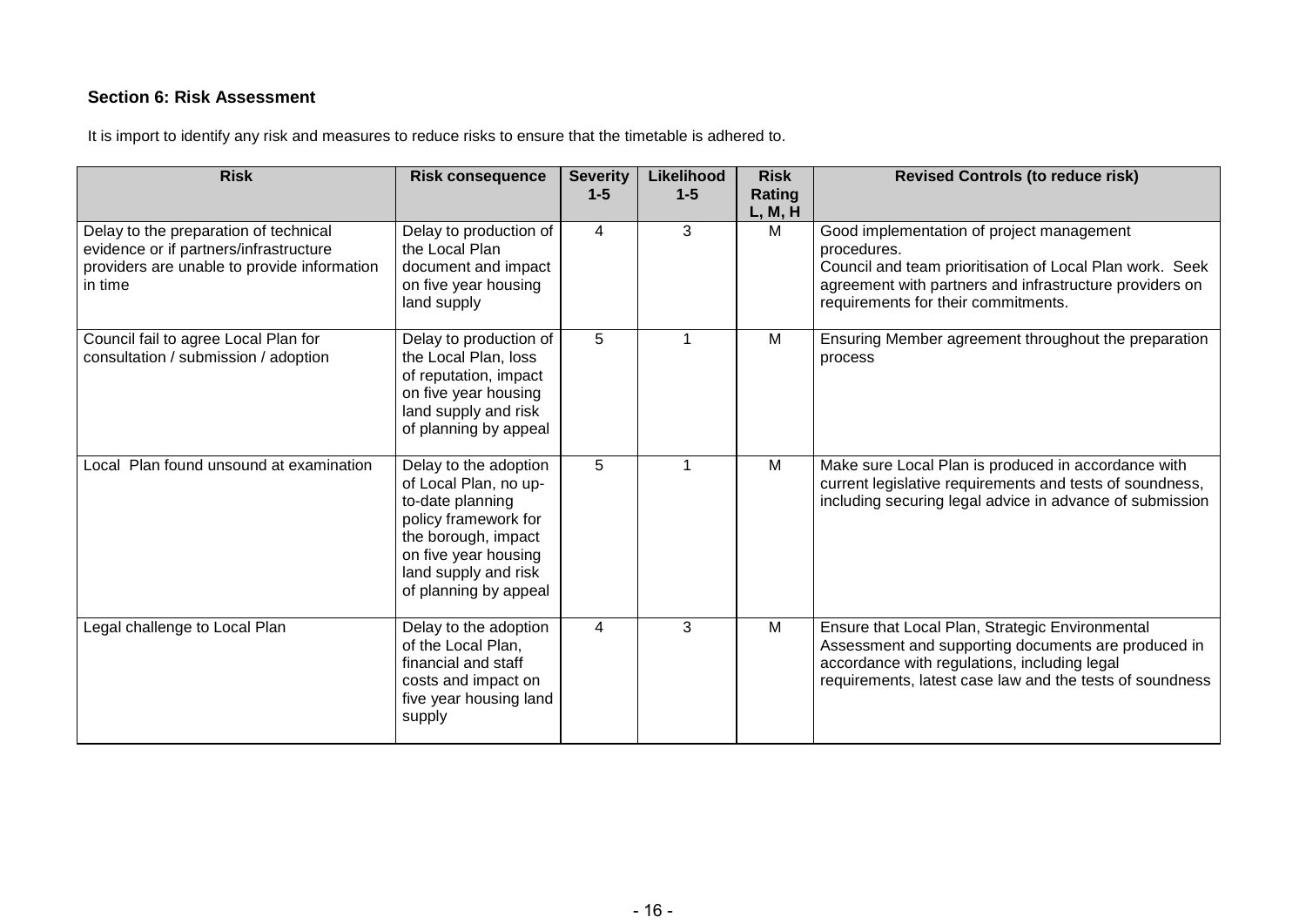**Section 6: Risk Assessment**

It is import to identify any risk and measures to reduce risks to ensure that the timetable is adhered to.

| Risk | Risk consequence | Severity 1-5 | Likelihood 1-5 | Risk Rating L, M, H | Revised Controls (to reduce risk) |
|---|---|---|---|---|---|
| Delay to the preparation of technical evidence or if partners/infrastructure providers are unable to provide information in time | Delay to production of the Local Plan document and impact on five year housing land supply | 4 | 3 | M | Good implementation of project management procedures.<br>Council and team prioritisation of Local Plan work. Seek agreement with partners and infrastructure providers on requirements for their commitments. |
| Council fail to agree Local Plan for consultation / submission / adoption | Delay to production of the Local Plan, loss of reputation, impact on five year housing land supply and risk of planning by appeal | 5 | 1 | M | Ensuring Member agreement throughout the preparation process |
| Local Plan found unsound at examination | Delay to the adoption of Local Plan, no up-to-date planning policy framework for the borough, impact on five year housing land supply and risk of planning by appeal | 5 | 1 | M | Make sure Local Plan is produced in accordance with current legislative requirements and tests of soundness, including securing legal advice in advance of submission |
| Legal challenge to Local Plan | Delay to the adoption of the Local Plan, financial and staff costs and impact on five year housing land supply | 4 | 3 | M | Ensure that Local Plan, Strategic Environmental Assessment and supporting documents are produced in accordance with regulations, including legal requirements, latest case law and the tests of soundness |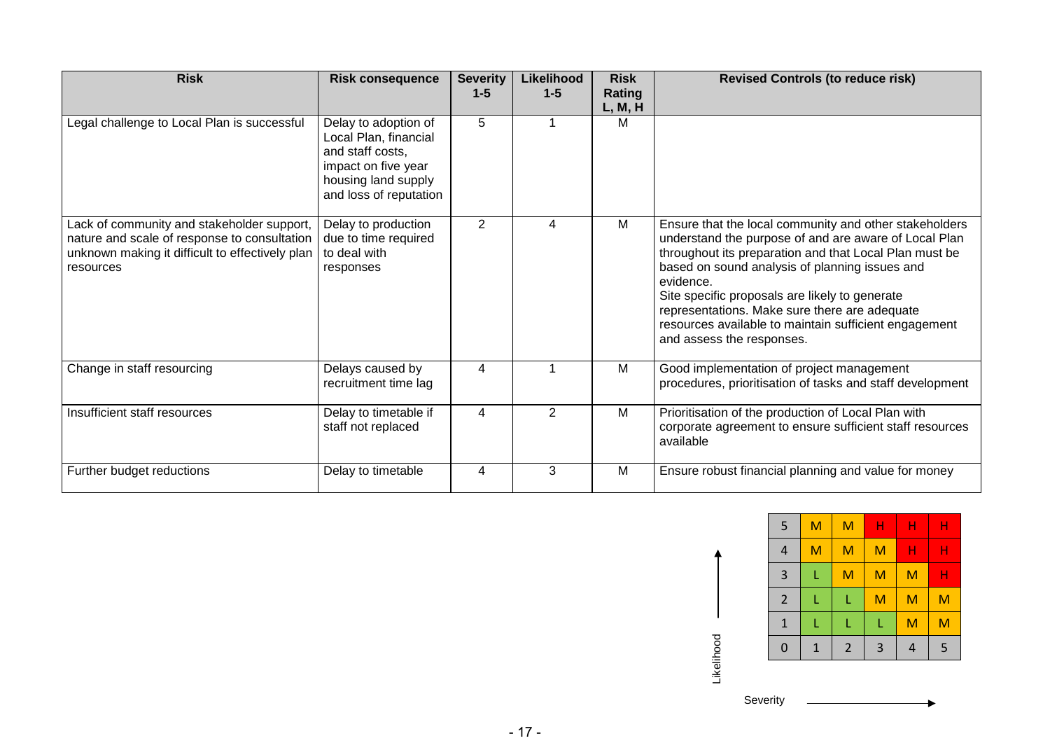| Risk | Risk consequence | Severity 1-5 | Likelihood 1-5 | Risk Rating L, M, H | Revised Controls (to reduce risk) |
|---|---|---|---|---|---|
| Legal challenge to Local Plan is successful | Delay to adoption of Local Plan, financial and staff costs, impact on five year housing land supply and loss of reputation | 5 | 1 | M | |
| Lack of community and stakeholder support, nature and scale of response to consultation unknown making it difficult to effectively plan resources | Delay to production due to time required to deal with responses | 2 | 4 | M | Ensure that the local community and other stakeholders understand the purpose of and are aware of Local Plan throughout its preparation and that Local Plan must be based on sound analysis of planning issues and evidence. Site specific proposals are likely to generate representations. Make sure there are adequate resources available to maintain sufficient engagement and assess the responses. |
| Change in staff resourcing | Delays caused by recruitment time lag | 4 | 1 | M | Good implementation of project management procedures, prioritisation of tasks and staff development |
| Insufficient staff resources | Delay to timetable if staff not replaced | 4 | 2 | M | Prioritisation of the production of Local Plan with corporate agreement to ensure sufficient staff resources available |
| Further budget reductions | Delay to timetable | 4 | 3 | M | Ensure robust financial planning and value for money |

| | | | | | |
|---|---|---|---|---|---|
| 5 | M | M | H | H | H |
| 4 | M | M | M | H | H |
| 3 | L | M | M | M | H |
| 2 | L | L | M | M | M |
| 1 | L | L | L | M | M |
| 0 | 1 | 2 | 3 | 4 | 5 |

Likelihood

Severity